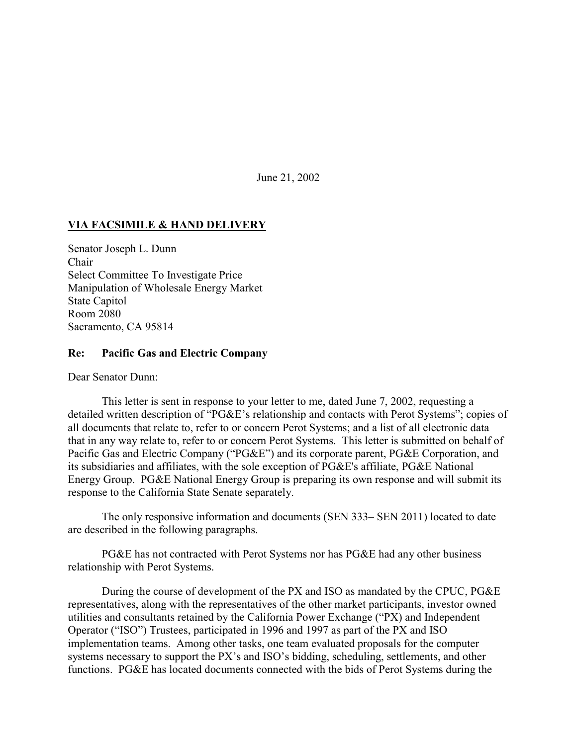June 21, 2002

**VIA FACSIMILE & HAND DELIVERY**

Senator Joseph L. Dunn
Chair
Select Committee To Investigate Price
Manipulation of Wholesale Energy Market
State Capitol
Room 2080
Sacramento, CA 95814

**Re: Pacific Gas and Electric Company**

Dear Senator Dunn:

This letter is sent in response to your letter to me, dated June 7, 2002, requesting a detailed written description of "PG&E's relationship and contacts with Perot Systems"; copies of all documents that relate to, refer to or concern Perot Systems; and a list of all electronic data that in any way relate to, refer to or concern Perot Systems. This letter is submitted on behalf of Pacific Gas and Electric Company ("PG&E") and its corporate parent, PG&E Corporation, and its subsidiaries and affiliates, with the sole exception of PG&E's affiliate, PG&E National Energy Group. PG&E National Energy Group is preparing its own response and will submit its response to the California State Senate separately.

The only responsive information and documents (SEN 333– SEN 2011) located to date are described in the following paragraphs.

PG&E has not contracted with Perot Systems nor has PG&E had any other business relationship with Perot Systems.

During the course of development of the PX and ISO as mandated by the CPUC, PG&E representatives, along with the representatives of the other market participants, investor owned utilities and consultants retained by the California Power Exchange ("PX) and Independent Operator ("ISO") Trustees, participated in 1996 and 1997 as part of the PX and ISO implementation teams. Among other tasks, one team evaluated proposals for the computer systems necessary to support the PX's and ISO's bidding, scheduling, settlements, and other functions. PG&E has located documents connected with the bids of Perot Systems during the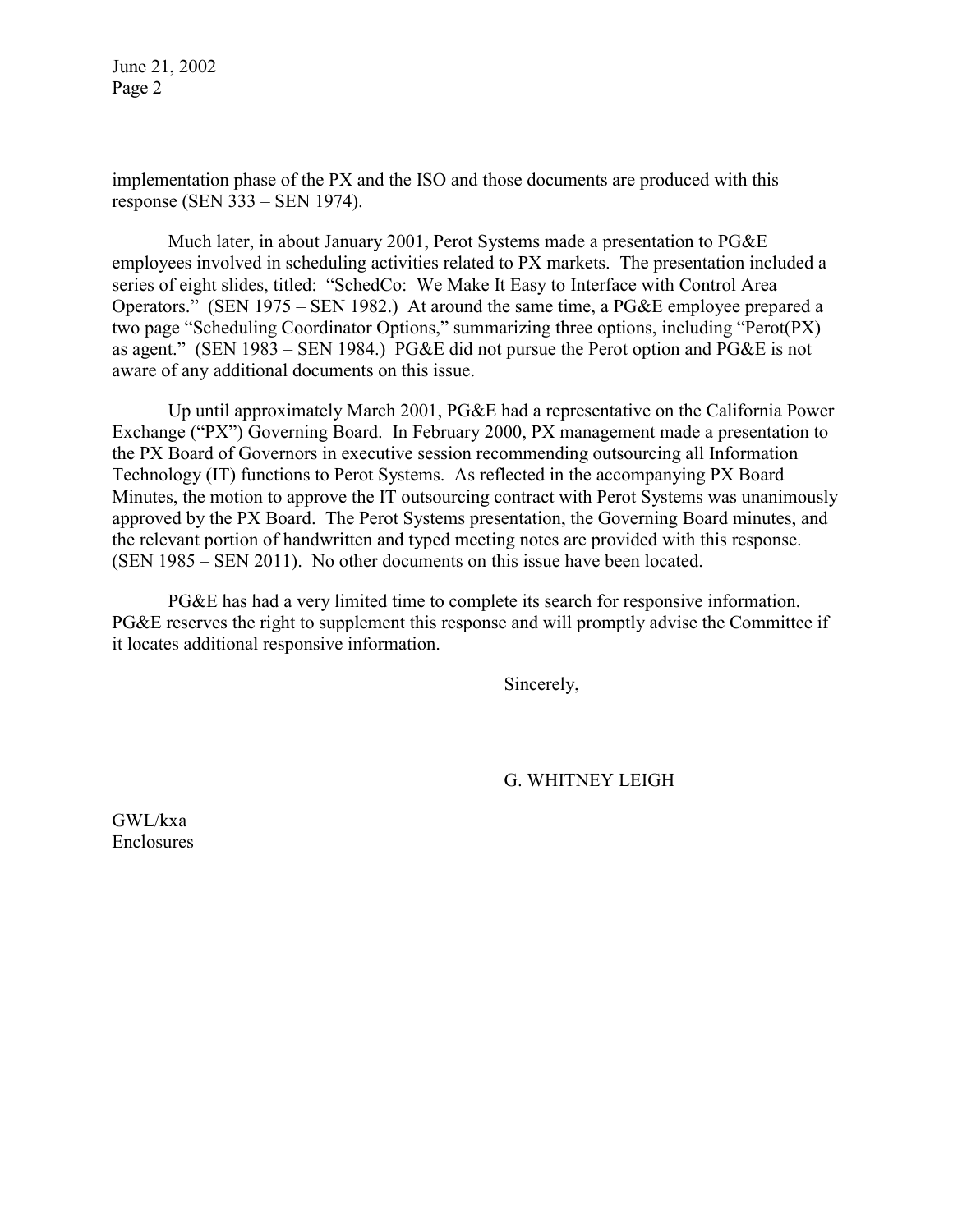implementation phase of the PX and the ISO and those documents are produced with this response (SEN 333 – SEN 1974).

Much later, in about January 2001, Perot Systems made a presentation to PG&E employees involved in scheduling activities related to PX markets. The presentation included a series of eight slides, titled: "SchedCo: We Make It Easy to Interface with Control Area Operators." (SEN 1975 – SEN 1982.) At around the same time, a PG&E employee prepared a two page "Scheduling Coordinator Options," summarizing three options, including "Perot(PX) as agent." (SEN 1983 – SEN 1984.) PG&E did not pursue the Perot option and PG&E is not aware of any additional documents on this issue.

Up until approximately March 2001, PG&E had a representative on the California Power Exchange ("PX") Governing Board. In February 2000, PX management made a presentation to the PX Board of Governors in executive session recommending outsourcing all Information Technology (IT) functions to Perot Systems. As reflected in the accompanying PX Board Minutes, the motion to approve the IT outsourcing contract with Perot Systems was unanimously approved by the PX Board. The Perot Systems presentation, the Governing Board minutes, and the relevant portion of handwritten and typed meeting notes are provided with this response. (SEN 1985 – SEN 2011). No other documents on this issue have been located.

PG&E has had a very limited time to complete its search for responsive information. PG&E reserves the right to supplement this response and will promptly advise the Committee if it locates additional responsive information.

Sincerely,

G. WHITNEY LEIGH

GWL/kxa
Enclosures